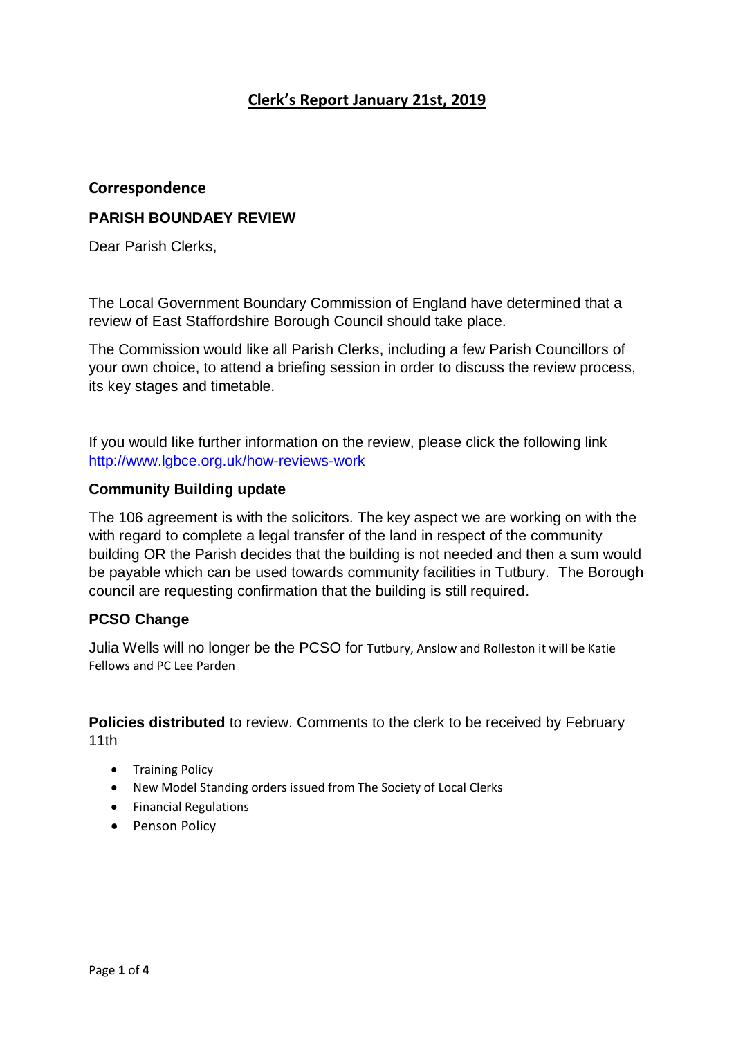# Clerk's Report January 21st, 2019

## Correspondence

### PARISH BOUNDAEY REVIEW

Dear Parish Clerks,

The Local Government Boundary Commission of England have determined that a review of East Staffordshire Borough Council should take place.

The Commission would like all Parish Clerks, including a few Parish Councillors of your own choice, to attend a briefing session in order to discuss the review process, its key stages and timetable.

If you would like further information on the review, please click the following link http://www.lgbce.org.uk/how-reviews-work

### Community Building update

The 106 agreement is with the solicitors. The key aspect we are working on with the with regard to complete a legal transfer of the land in respect of the community building OR the Parish decides that the building is not needed and then a sum would be payable which can be used towards community facilities in Tutbury. The Borough council are requesting confirmation that the building is still required.

### PCSO Change

Julia Wells will no longer be the PCSO for Tutbury, Anslow and Rolleston it will be Katie Fellows and PC Lee Parden

**Policies distributed** to review. Comments to the clerk to be received by February 11th

- Training Policy
- New Model Standing orders issued from The Society of Local Clerks
- Financial Regulations
- Penson Policy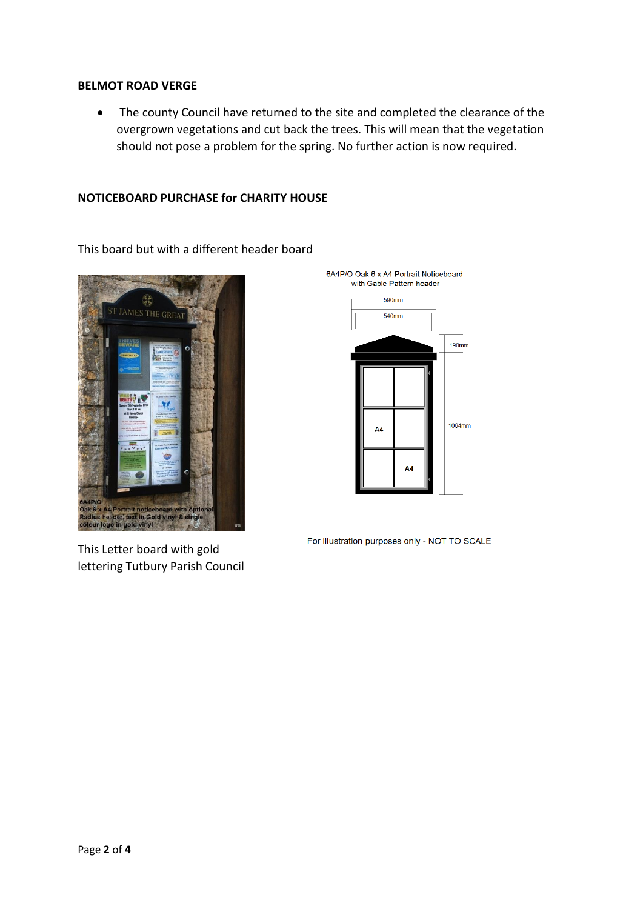**BELMOT ROAD VERGE**

- The county Council have returned to the site and completed the clearance of the overgrown vegetations and cut back the trees. This will mean that the vegetation should not pose a problem for the spring. No further action is now required.

**NOTICEBOARD PURCHASE for CHARITY HOUSE**

This board but with a different header board

6A4P/O Oak 6 x A4 Portrait Noticeboard with Gable Pattern header

590mm

540mm

190mm

1064mm

A4

A4

6A4P/O
Oak 6 x A4 Portrait noticeboard with optional Radius header, text in Gold vinyl & single colour logo in gold vinyl

This Letter board with gold lettering Tutbury Parish Council

For illustration purposes only - NOT TO SCALE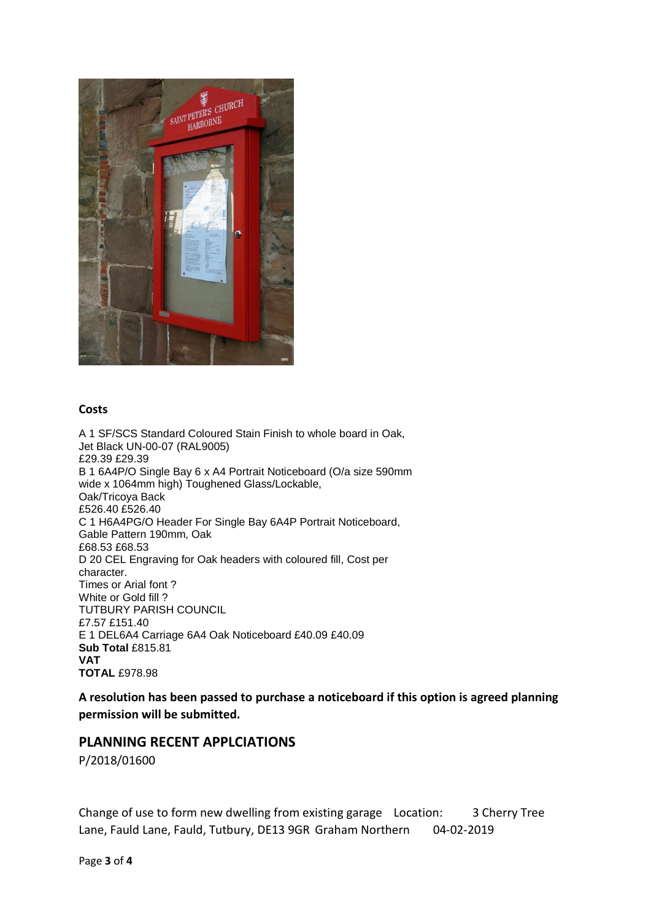## Costs

A 1 SF/SCS Standard Coloured Stain Finish to whole board in Oak,
Jet Black UN-00-07 (RAL9005)
£29.39 £29.39

B 1 6A4P/O Single Bay 6 x A4 Portrait Noticeboard (O/a size 590mm wide x 1064mm high) Toughened Glass/Lockable,
Oak/Tricoya Back
£526.40 £526.40

C 1 H6A4PG/O Header For Single Bay 6A4P Portrait Noticeboard,
Gable Pattern 190mm, Oak
£68.53 £68.53

D 20 CEL Engraving for Oak headers with coloured fill, Cost per character.
Times or Arial font ?
White or Gold fill ?
TUTBURY PARISH COUNCIL
£7.57 £151.40

E 1 DEL6A4 Carriage 6A4 Oak Noticeboard £40.09 £40.09

**Sub Total** £815.81
**VAT**
**TOTAL** £978.98

**A resolution has been passed to purchase a noticeboard if this option is agreed planning permission will be submitted.**

## PLANNING RECENT APPLCIATIONS

P/2018/01600

Change of use to form new dwelling from existing garage Location: 3 Cherry Tree Lane, Fauld Lane, Fauld, Tutbury, DE13 9GR Graham Northern 04-02-2019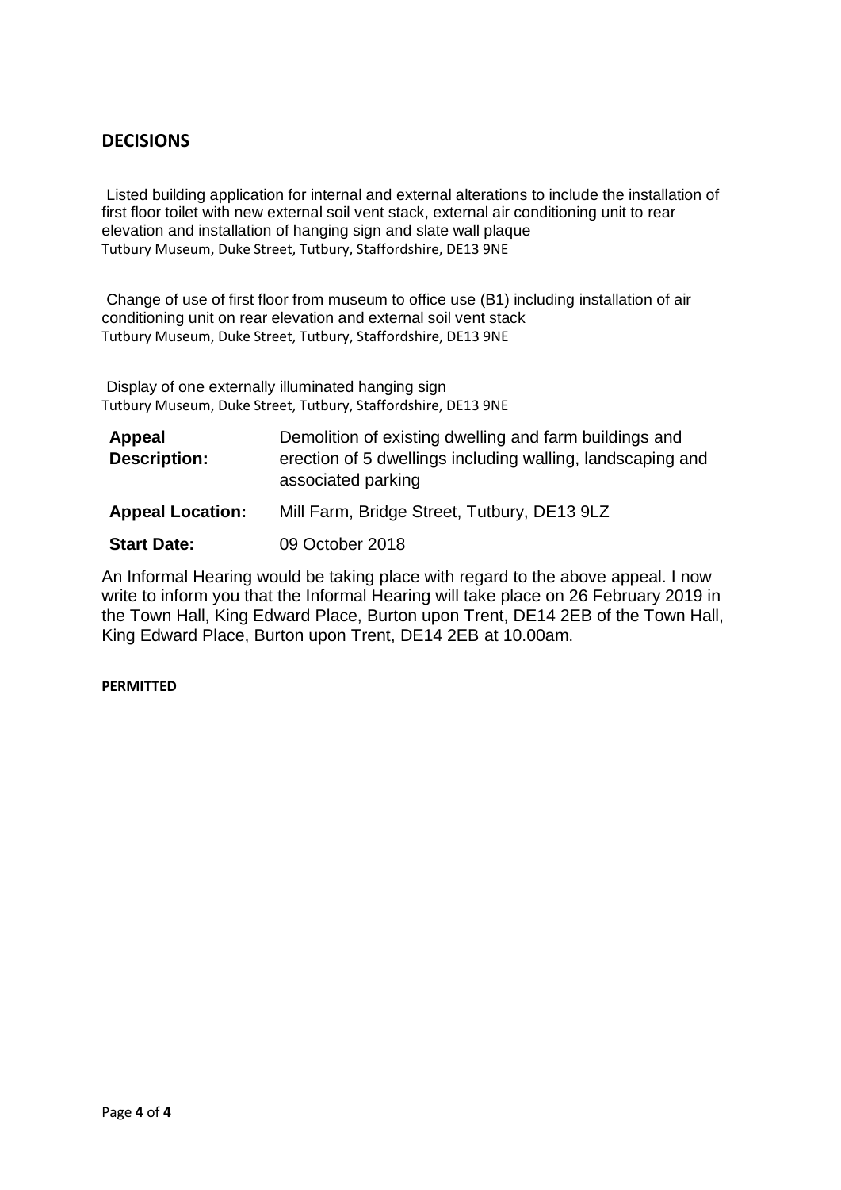## DECISIONS

Listed building application for internal and external alterations to include the installation of first floor toilet with new external soil vent stack, external air conditioning unit to rear elevation and installation of hanging sign and slate wall plaque
Tutbury Museum, Duke Street, Tutbury, Staffordshire, DE13 9NE

Change of use of first floor from museum to office use (B1) including installation of air conditioning unit on rear elevation and external soil vent stack
Tutbury Museum, Duke Street, Tutbury, Staffordshire, DE13 9NE

Display of one externally illuminated hanging sign
Tutbury Museum, Duke Street, Tutbury, Staffordshire, DE13 9NE

| | |
|---|---|
| **Appeal Description:** | Demolition of existing dwelling and farm buildings and erection of 5 dwellings including walling, landscaping and associated parking |
| **Appeal Location:** | Mill Farm, Bridge Street, Tutbury, DE13 9LZ |
| **Start Date:** | 09 October 2018 |

An Informal Hearing would be taking place with regard to the above appeal. I now write to inform you that the Informal Hearing will take place on 26 February 2019 in the Town Hall, King Edward Place, Burton upon Trent, DE14 2EB of the Town Hall, King Edward Place, Burton upon Trent, DE14 2EB at 10.00am.

**PERMITTED**